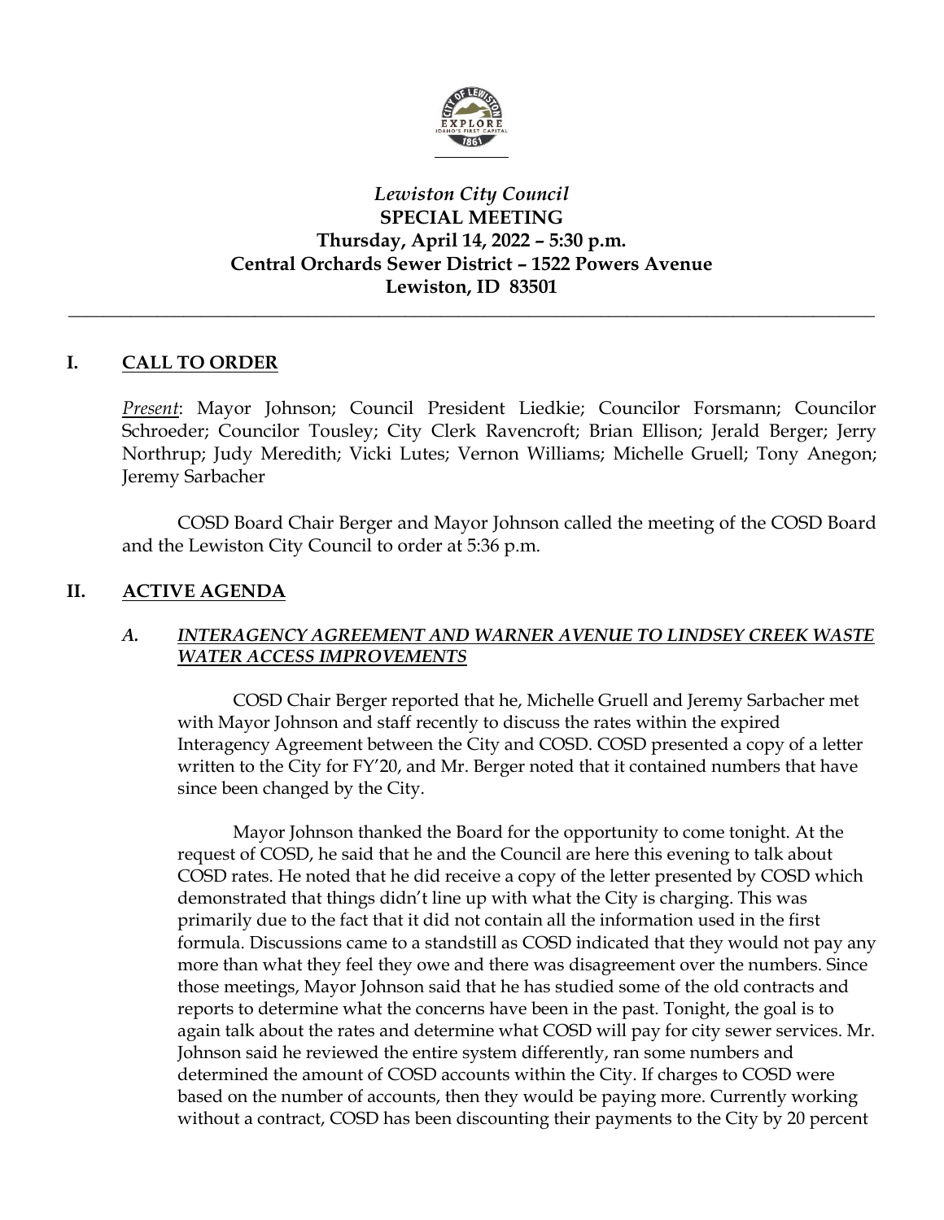# *Lewiston City Council*

# SPECIAL MEETING

## Thursday, April 14, 2022 – 5:30 p.m.

## Central Orchards Sewer District – 1522 Powers Avenue

## Lewiston, ID 83501

---

## I. CALL TO ORDER

*Present*: Mayor Johnson; Council President Liedkie; Councilor Forsmann; Councilor Schroeder; Councilor Tousley; City Clerk Ravencroft; Brian Ellison; Jerald Berger; Jerry Northrup; Judy Meredith; Vicki Lutes; Vernon Williams; Michelle Gruell; Tony Anegon; Jeremy Sarbacher

COSD Board Chair Berger and Mayor Johnson called the meeting of the COSD Board and the Lewiston City Council to order at 5:36 p.m.

## II. ACTIVE AGENDA

### *A. INTERAGENCY AGREEMENT AND WARNER AVENUE TO LINDSEY CREEK WASTE WATER ACCESS IMPROVEMENTS*

COSD Chair Berger reported that he, Michelle Gruell and Jeremy Sarbacher met with Mayor Johnson and staff recently to discuss the rates within the expired Interagency Agreement between the City and COSD. COSD presented a copy of a letter written to the City for FY'20, and Mr. Berger noted that it contained numbers that have since been changed by the City.

Mayor Johnson thanked the Board for the opportunity to come tonight. At the request of COSD, he said that he and the Council are here this evening to talk about COSD rates. He noted that he did receive a copy of the letter presented by COSD which demonstrated that things didn't line up with what the City is charging. This was primarily due to the fact that it did not contain all the information used in the first formula. Discussions came to a standstill as COSD indicated that they would not pay any more than what they feel they owe and there was disagreement over the numbers. Since those meetings, Mayor Johnson said that he has studied some of the old contracts and reports to determine what the concerns have been in the past. Tonight, the goal is to again talk about the rates and determine what COSD will pay for city sewer services. Mr. Johnson said he reviewed the entire system differently, ran some numbers and determined the amount of COSD accounts within the City. If charges to COSD were based on the number of accounts, then they would be paying more. Currently working without a contract, COSD has been discounting their payments to the City by 20 percent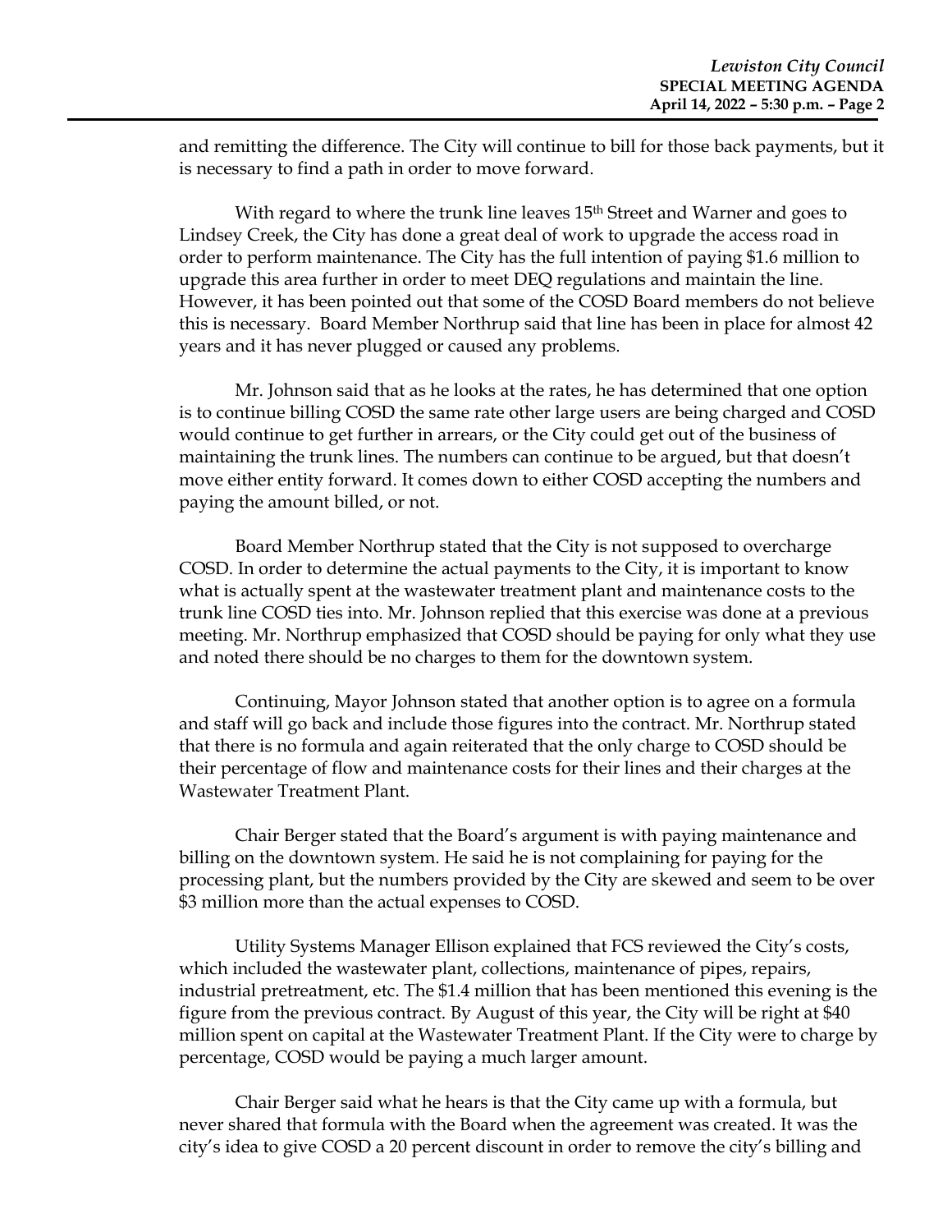and remitting the difference. The City will continue to bill for those back payments, but it is necessary to find a path in order to move forward.

With regard to where the trunk line leaves 15th Street and Warner and goes to Lindsey Creek, the City has done a great deal of work to upgrade the access road in order to perform maintenance. The City has the full intention of paying $1.6 million to upgrade this area further in order to meet DEQ regulations and maintain the line. However, it has been pointed out that some of the COSD Board members do not believe this is necessary. Board Member Northrup said that line has been in place for almost 42 years and it has never plugged or caused any problems.

Mr. Johnson said that as he looks at the rates, he has determined that one option is to continue billing COSD the same rate other large users are being charged and COSD would continue to get further in arrears, or the City could get out of the business of maintaining the trunk lines. The numbers can continue to be argued, but that doesn't move either entity forward. It comes down to either COSD accepting the numbers and paying the amount billed, or not.

Board Member Northrup stated that the City is not supposed to overcharge COSD. In order to determine the actual payments to the City, it is important to know what is actually spent at the wastewater treatment plant and maintenance costs to the trunk line COSD ties into. Mr. Johnson replied that this exercise was done at a previous meeting. Mr. Northrup emphasized that COSD should be paying for only what they use and noted there should be no charges to them for the downtown system.

Continuing, Mayor Johnson stated that another option is to agree on a formula and staff will go back and include those figures into the contract. Mr. Northrup stated that there is no formula and again reiterated that the only charge to COSD should be their percentage of flow and maintenance costs for their lines and their charges at the Wastewater Treatment Plant.

Chair Berger stated that the Board's argument is with paying maintenance and billing on the downtown system. He said he is not complaining for paying for the processing plant, but the numbers provided by the City are skewed and seem to be over $3 million more than the actual expenses to COSD.

Utility Systems Manager Ellison explained that FCS reviewed the City's costs, which included the wastewater plant, collections, maintenance of pipes, repairs, industrial pretreatment, etc. The $1.4 million that has been mentioned this evening is the figure from the previous contract. By August of this year, the City will be right at $40 million spent on capital at the Wastewater Treatment Plant. If the City were to charge by percentage, COSD would be paying a much larger amount.

Chair Berger said what he hears is that the City came up with a formula, but never shared that formula with the Board when the agreement was created. It was the city's idea to give COSD a 20 percent discount in order to remove the city's billing and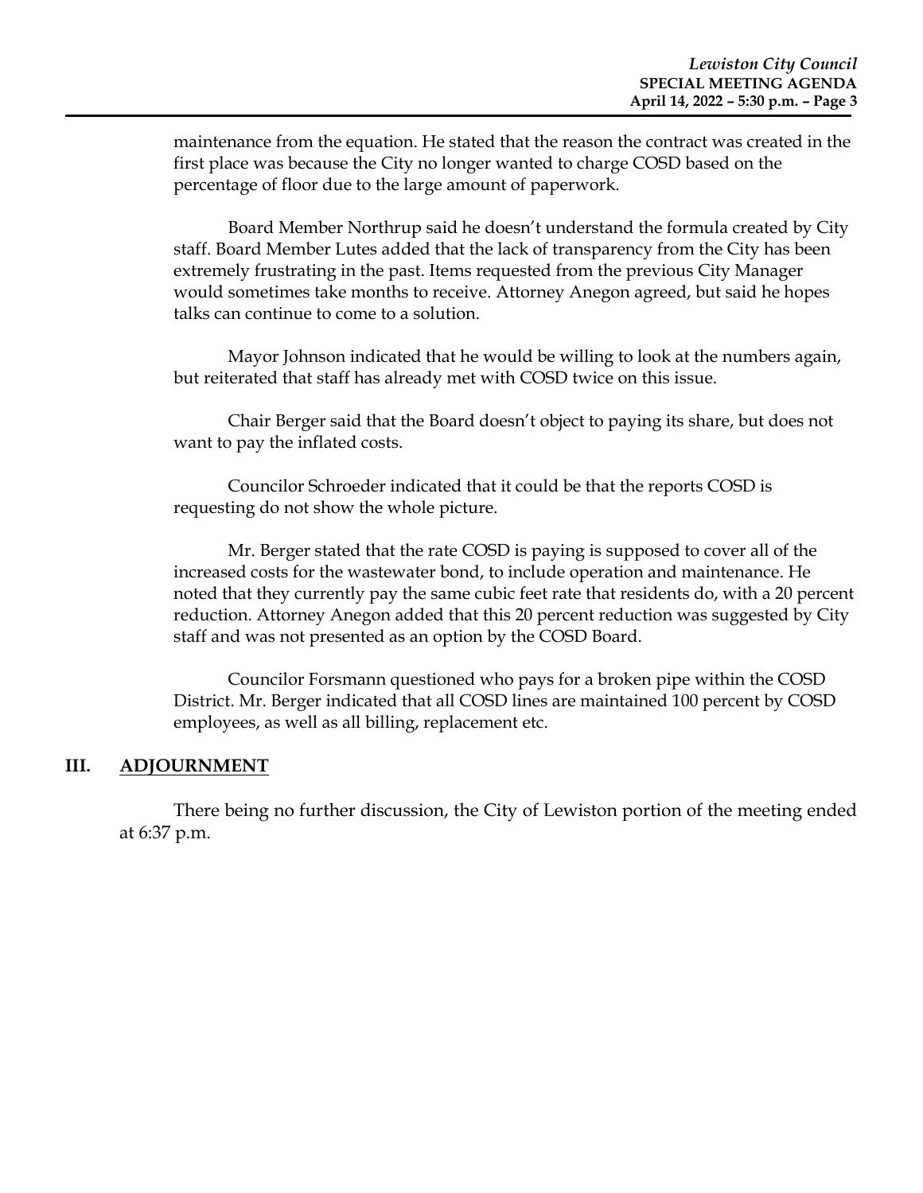maintenance from the equation. He stated that the reason the contract was created in the first place was because the City no longer wanted to charge COSD based on the percentage of floor due to the large amount of paperwork.

Board Member Northrup said he doesn't understand the formula created by City staff. Board Member Lutes added that the lack of transparency from the City has been extremely frustrating in the past. Items requested from the previous City Manager would sometimes take months to receive. Attorney Anegon agreed, but said he hopes talks can continue to come to a solution.

Mayor Johnson indicated that he would be willing to look at the numbers again, but reiterated that staff has already met with COSD twice on this issue.

Chair Berger said that the Board doesn't object to paying its share, but does not want to pay the inflated costs.

Councilor Schroeder indicated that it could be that the reports COSD is requesting do not show the whole picture.

Mr. Berger stated that the rate COSD is paying is supposed to cover all of the increased costs for the wastewater bond, to include operation and maintenance. He noted that they currently pay the same cubic feet rate that residents do, with a 20 percent reduction. Attorney Anegon added that this 20 percent reduction was suggested by City staff and was not presented as an option by the COSD Board.

Councilor Forsmann questioned who pays for a broken pipe within the COSD District. Mr. Berger indicated that all COSD lines are maintained 100 percent by COSD employees, as well as all billing, replacement etc.

## III. ADJOURNMENT

There being no further discussion, the City of Lewiston portion of the meeting ended at 6:37 p.m.